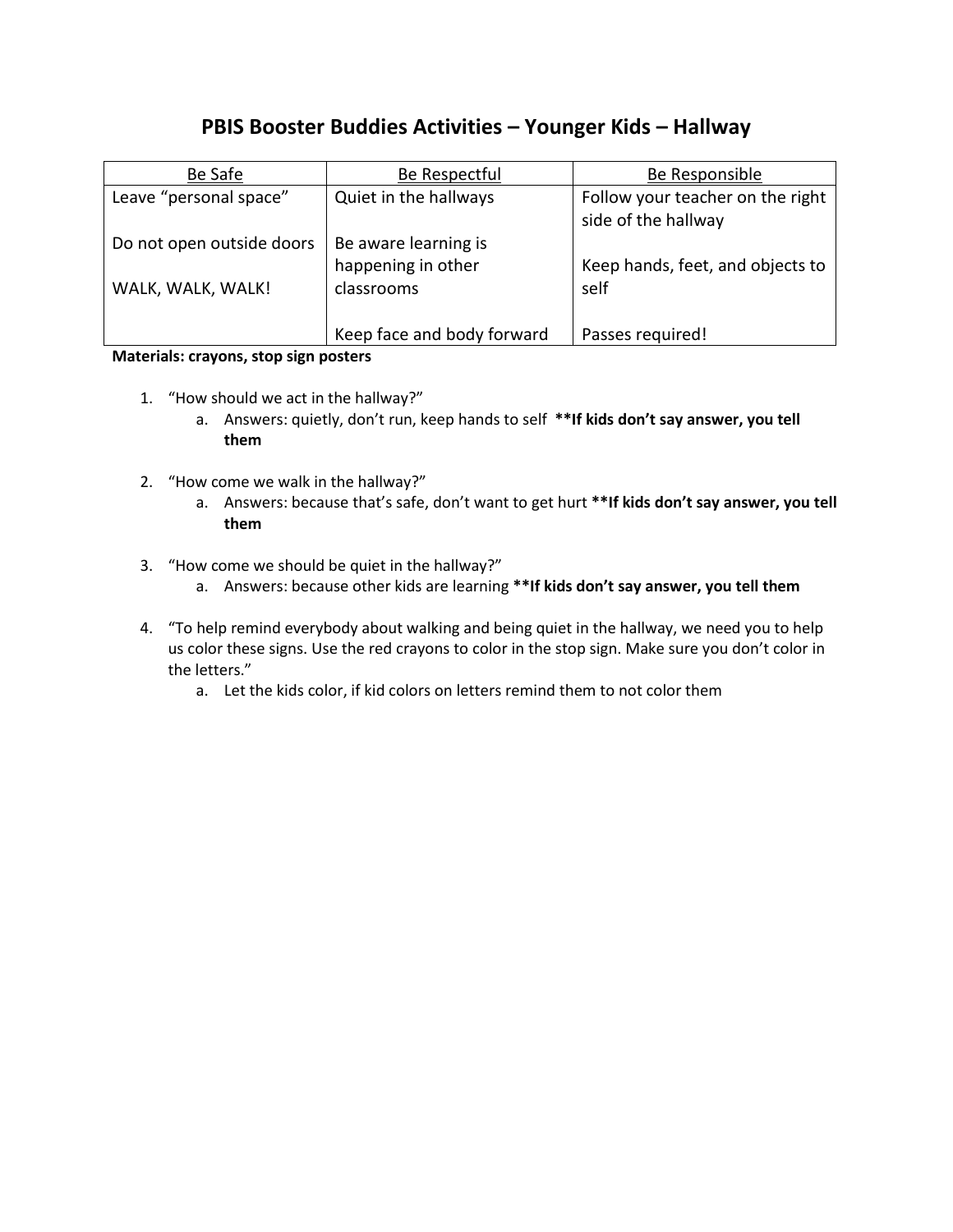# PBIS Booster Buddies Activities – Younger Kids – Hallway

| Be Safe | Be Respectful | Be Responsible |
| --- | --- | --- |
| Leave "personal space"<br><br>Do not open outside doors<br><br>WALK, WALK, WALK! | Quiet in the hallways<br><br>Be aware learning is happening in other classrooms<br><br>Keep face and body forward | Follow your teacher on the right side of the hallway<br><br>Keep hands, feet, and objects to self<br><br>Passes required! |

**Materials: crayons, stop sign posters**

1. "How should we act in the hallway?"
   a. Answers: quietly, don't run, keep hands to self **\*\*If kids don't say answer, you tell them**

2. "How come we walk in the hallway?"
   a. Answers: because that's safe, don't want to get hurt **\*\*If kids don't say answer, you tell them**

3. "How come we should be quiet in the hallway?"
   a. Answers: because other kids are learning **\*\*If kids don't say answer, you tell them**

4. "To help remind everybody about walking and being quiet in the hallway, we need you to help us color these signs. Use the red crayons to color in the stop sign. Make sure you don't color in the letters."
   a. Let the kids color, if kid colors on letters remind them to not color them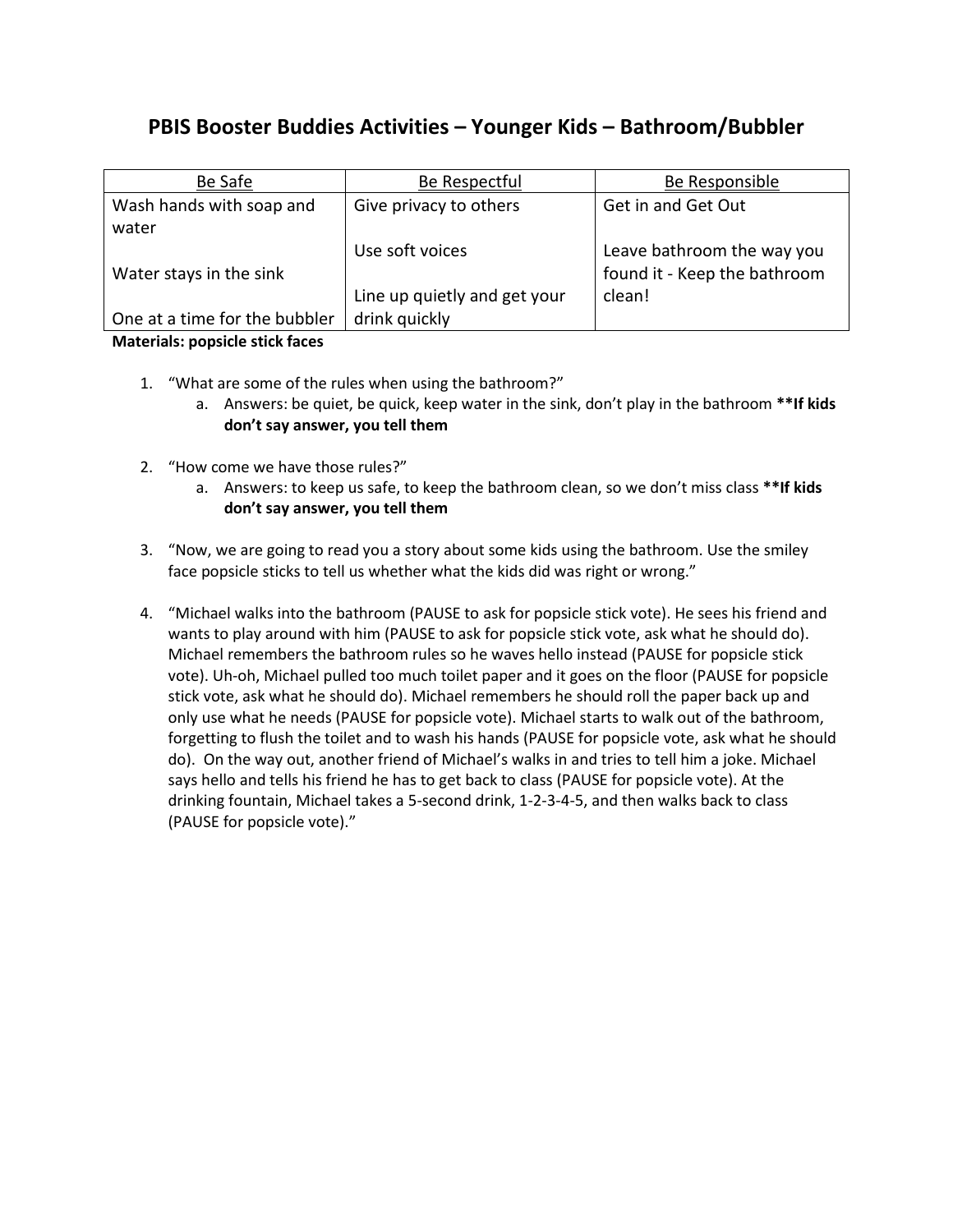## PBIS Booster Buddies Activities – Younger Kids – Bathroom/Bubbler

| Be Safe | Be Respectful | Be Responsible |
|---|---|---|
| Wash hands with soap and water<br><br>Water stays in the sink<br><br>One at a time for the bubbler | Give privacy to others<br><br>Use soft voices<br><br>Line up quietly and get your drink quickly | Get in and Get Out<br><br>Leave bathroom the way you found it - Keep the bathroom clean! |

**Materials: popsicle stick faces**

1. "What are some of the rules when using the bathroom?"
   a. Answers: be quiet, be quick, keep water in the sink, don't play in the bathroom **\*\*If kids don't say answer, you tell them**

2. "How come we have those rules?"
   a. Answers: to keep us safe, to keep the bathroom clean, so we don't miss class **\*\*If kids don't say answer, you tell them**

3. "Now, we are going to read you a story about some kids using the bathroom. Use the smiley face popsicle sticks to tell us whether what the kids did was right or wrong."

4. "Michael walks into the bathroom (PAUSE to ask for popsicle stick vote). He sees his friend and wants to play around with him (PAUSE to ask for popsicle stick vote, ask what he should do). Michael remembers the bathroom rules so he waves hello instead (PAUSE for popsicle stick vote). Uh-oh, Michael pulled too much toilet paper and it goes on the floor (PAUSE for popsicle stick vote, ask what he should do). Michael remembers he should roll the paper back up and only use what he needs (PAUSE for popsicle vote). Michael starts to walk out of the bathroom, forgetting to flush the toilet and to wash his hands (PAUSE for popsicle vote, ask what he should do). On the way out, another friend of Michael's walks in and tries to tell him a joke. Michael says hello and tells his friend he has to get back to class (PAUSE for popsicle vote). At the drinking fountain, Michael takes a 5-second drink, 1-2-3-4-5, and then walks back to class (PAUSE for popsicle vote)."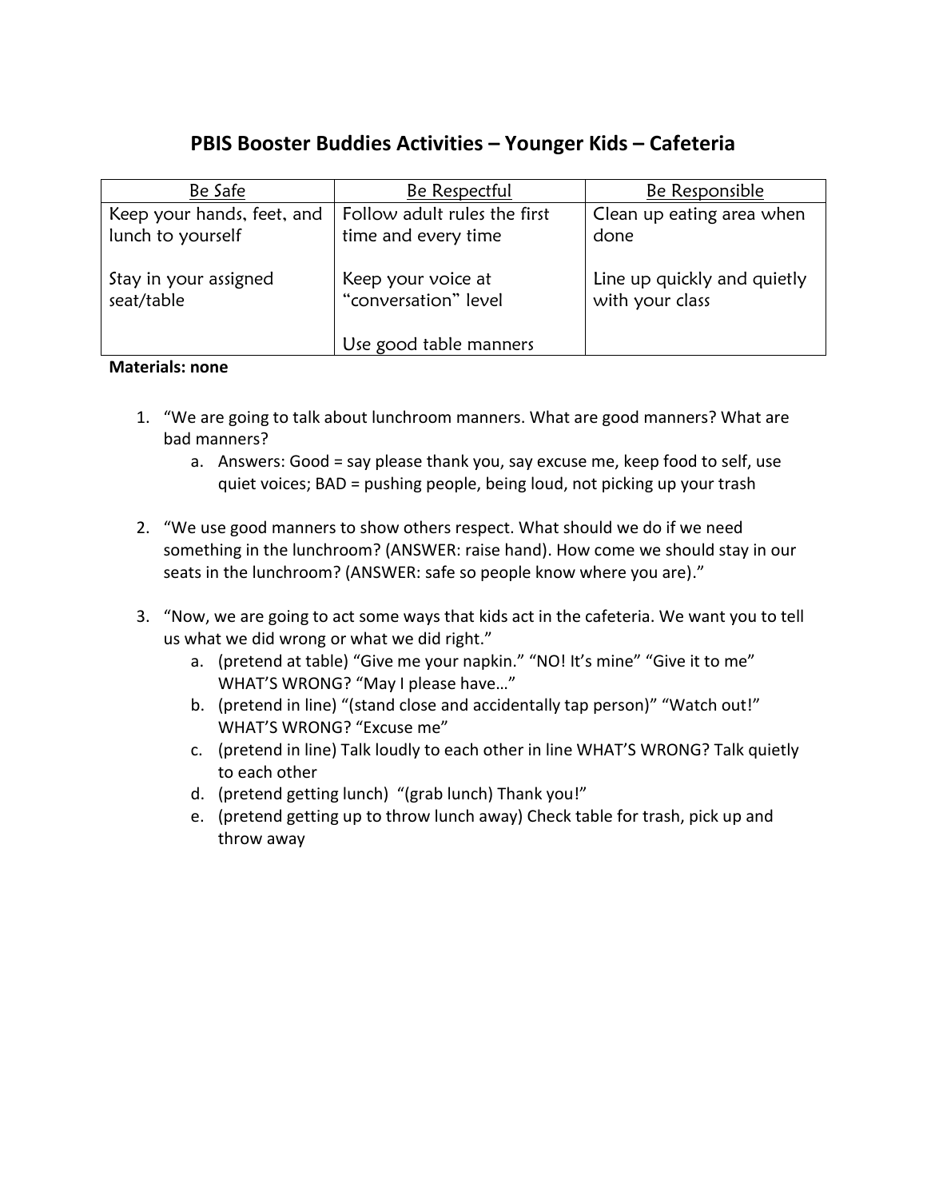# PBIS Booster Buddies Activities – Younger Kids – Cafeteria

| Be Safe | Be Respectful | Be Responsible |
|---|---|---|
| Keep your hands, feet, and lunch to yourself<br><br>Stay in your assigned seat/table | Follow adult rules the first time and every time<br><br>Keep your voice at "conversation" level<br><br>Use good table manners | Clean up eating area when done<br><br>Line up quickly and quietly with your class |

**Materials: none**

1. "We are going to talk about lunchroom manners. What are good manners? What are bad manners?
   a. Answers: Good = say please thank you, say excuse me, keep food to self, use quiet voices; BAD = pushing people, being loud, not picking up your trash

2. "We use good manners to show others respect. What should we do if we need something in the lunchroom? (ANSWER: raise hand). How come we should stay in our seats in the lunchroom? (ANSWER: safe so people know where you are)."

3. "Now, we are going to act some ways that kids act in the cafeteria. We want you to tell us what we did wrong or what we did right."
   a. (pretend at table) "Give me your napkin." "NO! It's mine" "Give it to me" WHAT'S WRONG? "May I please have…"
   b. (pretend in line) "(stand close and accidentally tap person)" "Watch out!" WHAT'S WRONG? "Excuse me"
   c. (pretend in line) Talk loudly to each other in line WHAT'S WRONG? Talk quietly to each other
   d. (pretend getting lunch) "(grab lunch) Thank you!"
   e. (pretend getting up to throw lunch away) Check table for trash, pick up and throw away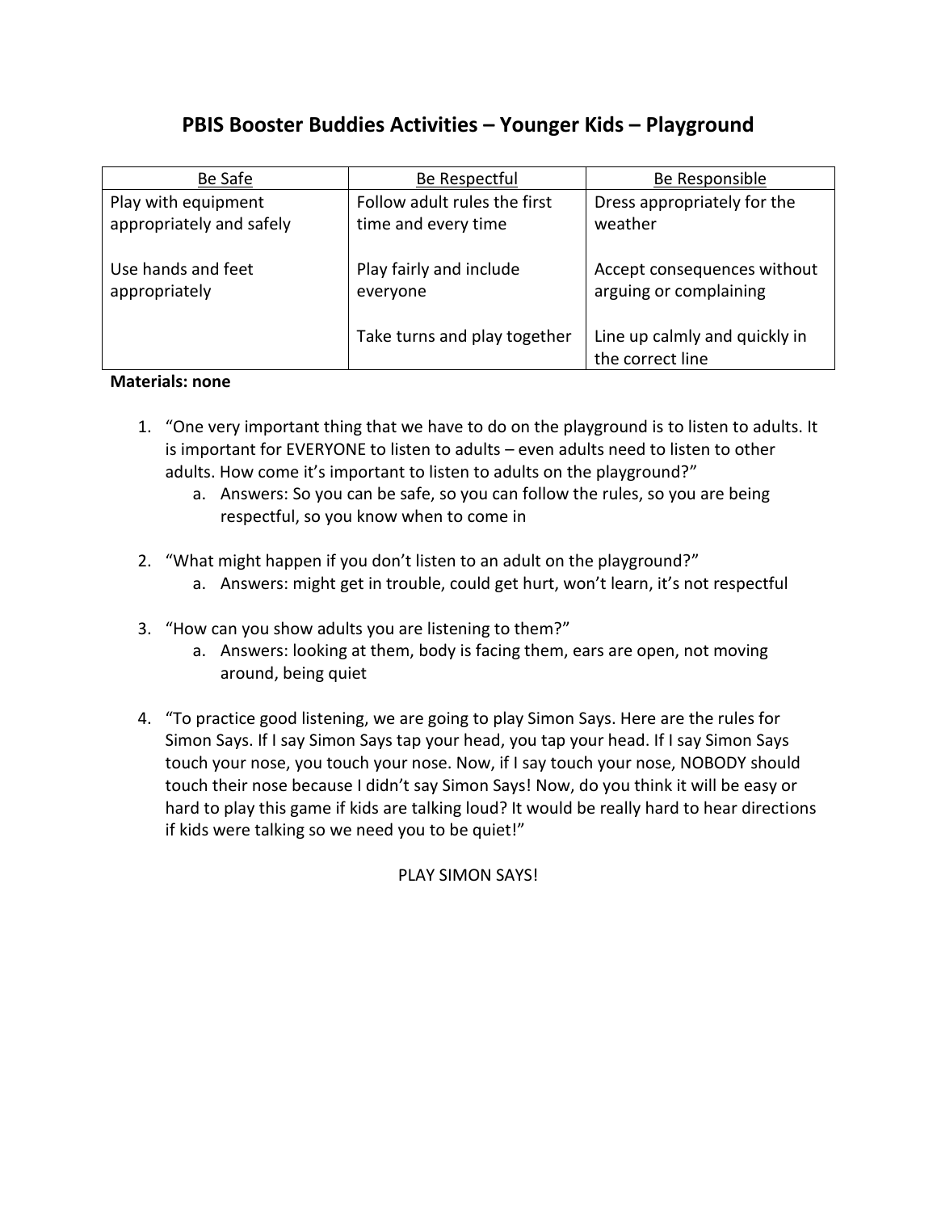# PBIS Booster Buddies Activities – Younger Kids – Playground

| Be Safe | Be Respectful | Be Responsible |
|---|---|---|
| Play with equipment appropriately and safely | Follow adult rules the first time and every time | Dress appropriately for the weather |
| Use hands and feet appropriately | Play fairly and include everyone | Accept consequences without arguing or complaining |
| | Take turns and play together | Line up calmly and quickly in the correct line |

**Materials: none**

1. "One very important thing that we have to do on the playground is to listen to adults. It is important for EVERYONE to listen to adults – even adults need to listen to other adults. How come it's important to listen to adults on the playground?"
   a. Answers: So you can be safe, so you can follow the rules, so you are being respectful, so you know when to come in

2. "What might happen if you don't listen to an adult on the playground?"
   a. Answers: might get in trouble, could get hurt, won't learn, it's not respectful

3. "How can you show adults you are listening to them?"
   a. Answers: looking at them, body is facing them, ears are open, not moving around, being quiet

4. "To practice good listening, we are going to play Simon Says. Here are the rules for Simon Says. If I say Simon Says tap your head, you tap your head. If I say Simon Says touch your nose, you touch your nose. Now, if I say touch your nose, NOBODY should touch their nose because I didn't say Simon Says! Now, do you think it will be easy or hard to play this game if kids are talking loud? It would be really hard to hear directions if kids were talking so we need you to be quiet!"

PLAY SIMON SAYS!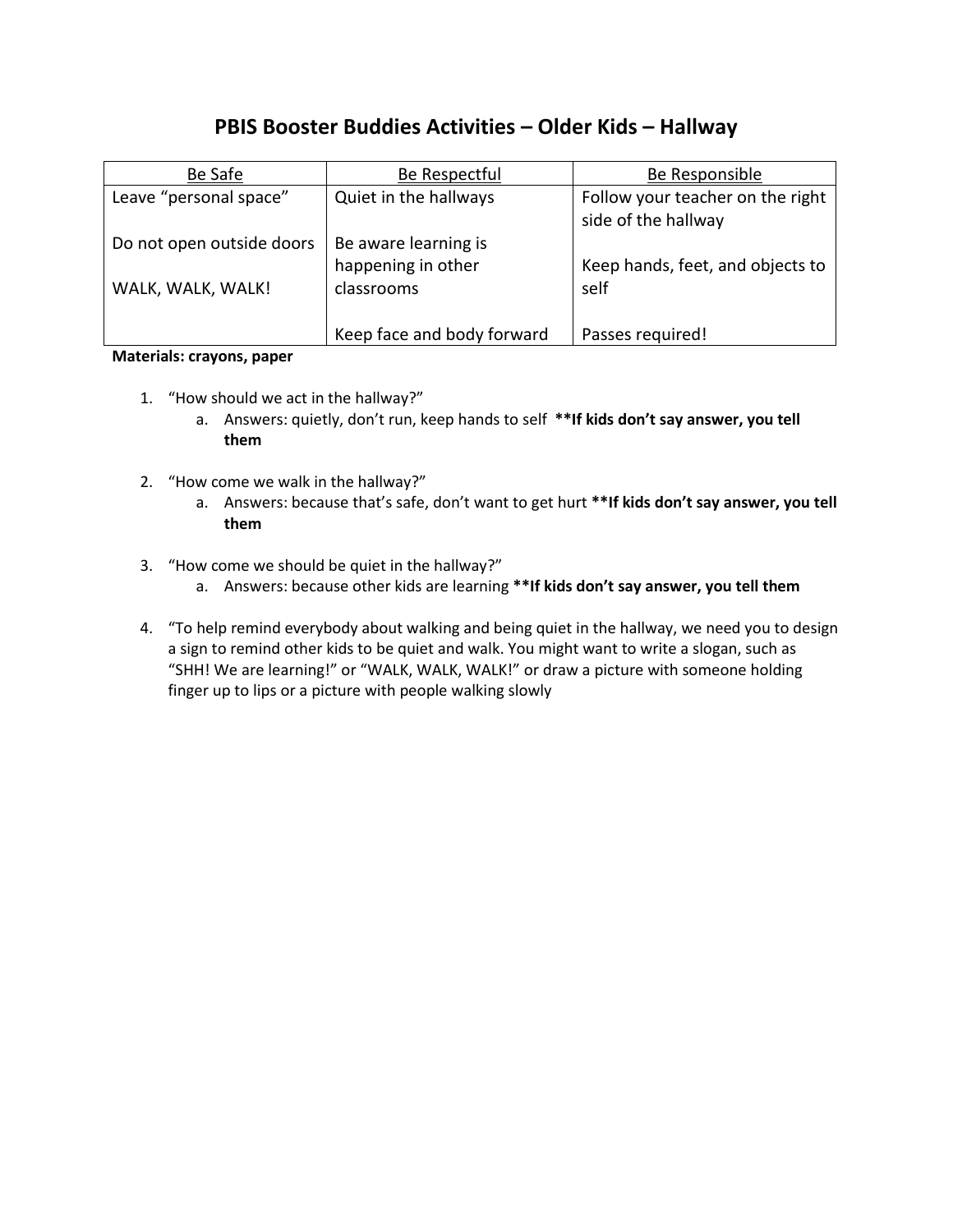# PBIS Booster Buddies Activities – Older Kids – Hallway

| Be Safe | Be Respectful | Be Responsible |
| --- | --- | --- |
| Leave "personal space"<br><br>Do not open outside doors<br><br>WALK, WALK, WALK! | Quiet in the hallways<br><br>Be aware learning is happening in other classrooms<br><br>Keep face and body forward | Follow your teacher on the right side of the hallway<br><br>Keep hands, feet, and objects to self<br><br>Passes required! |

**Materials: crayons, paper**

1. "How should we act in the hallway?"
   a. Answers: quietly, don't run, keep hands to self **\*\*If kids don't say answer, you tell them**

2. "How come we walk in the hallway?"
   a. Answers: because that's safe, don't want to get hurt **\*\*If kids don't say answer, you tell them**

3. "How come we should be quiet in the hallway?"
   a. Answers: because other kids are learning **\*\*If kids don't say answer, you tell them**

4. "To help remind everybody about walking and being quiet in the hallway, we need you to design a sign to remind other kids to be quiet and walk. You might want to write a slogan, such as "SHH! We are learning!" or "WALK, WALK, WALK!" or draw a picture with someone holding finger up to lips or a picture with people walking slowly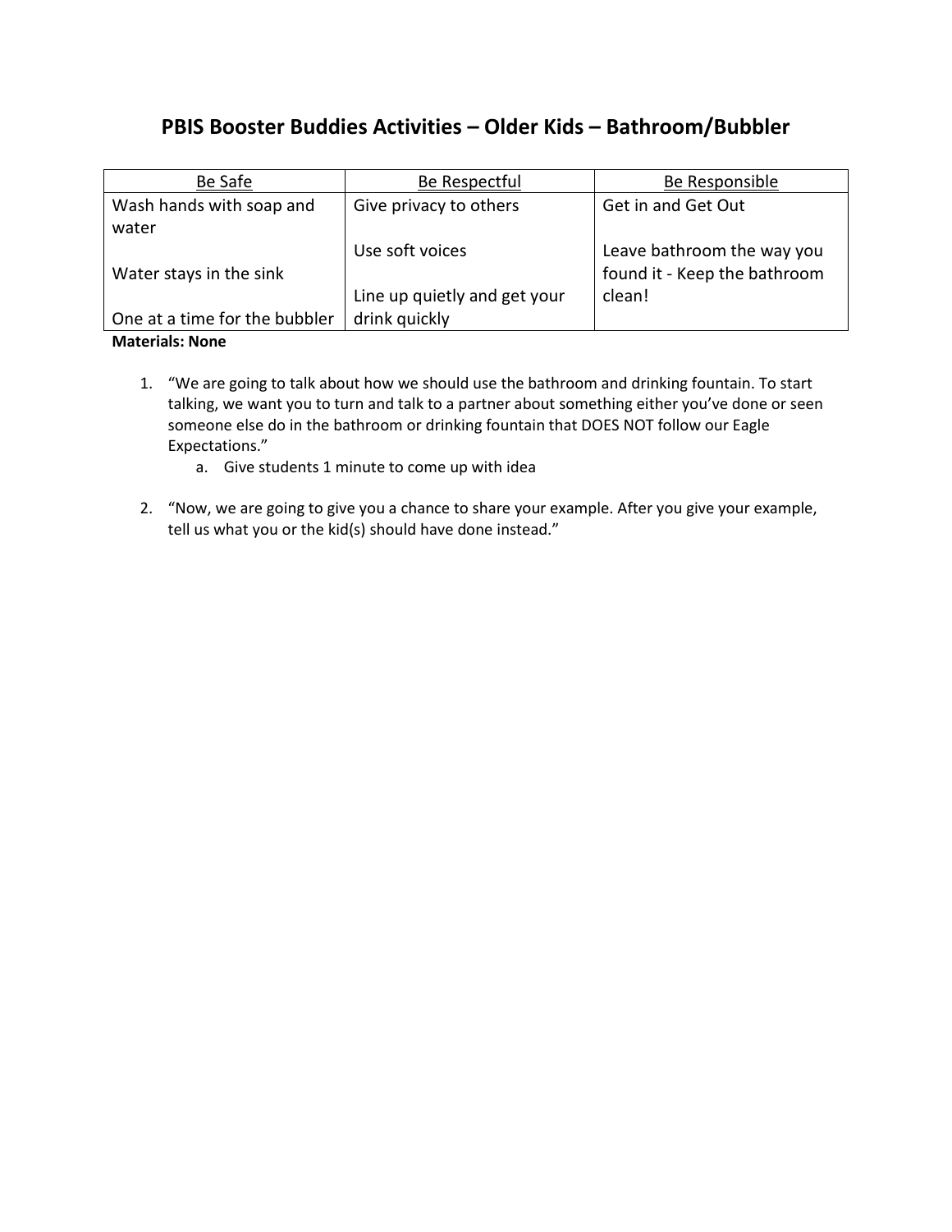# PBIS Booster Buddies Activities – Older Kids – Bathroom/Bubbler

| Be Safe | Be Respectful | Be Responsible |
|---|---|---|
| Wash hands with soap and water<br><br>Water stays in the sink<br><br>One at a time for the bubbler | Give privacy to others<br><br>Use soft voices<br><br>Line up quietly and get your drink quickly | Get in and Get Out<br><br>Leave bathroom the way you found it - Keep the bathroom clean! |

**Materials: None**

1. "We are going to talk about how we should use the bathroom and drinking fountain. To start talking, we want you to turn and talk to a partner about something either you've done or seen someone else do in the bathroom or drinking fountain that DOES NOT follow our Eagle Expectations."
   a. Give students 1 minute to come up with idea

2. "Now, we are going to give you a chance to share your example. After you give your example, tell us what you or the kid(s) should have done instead."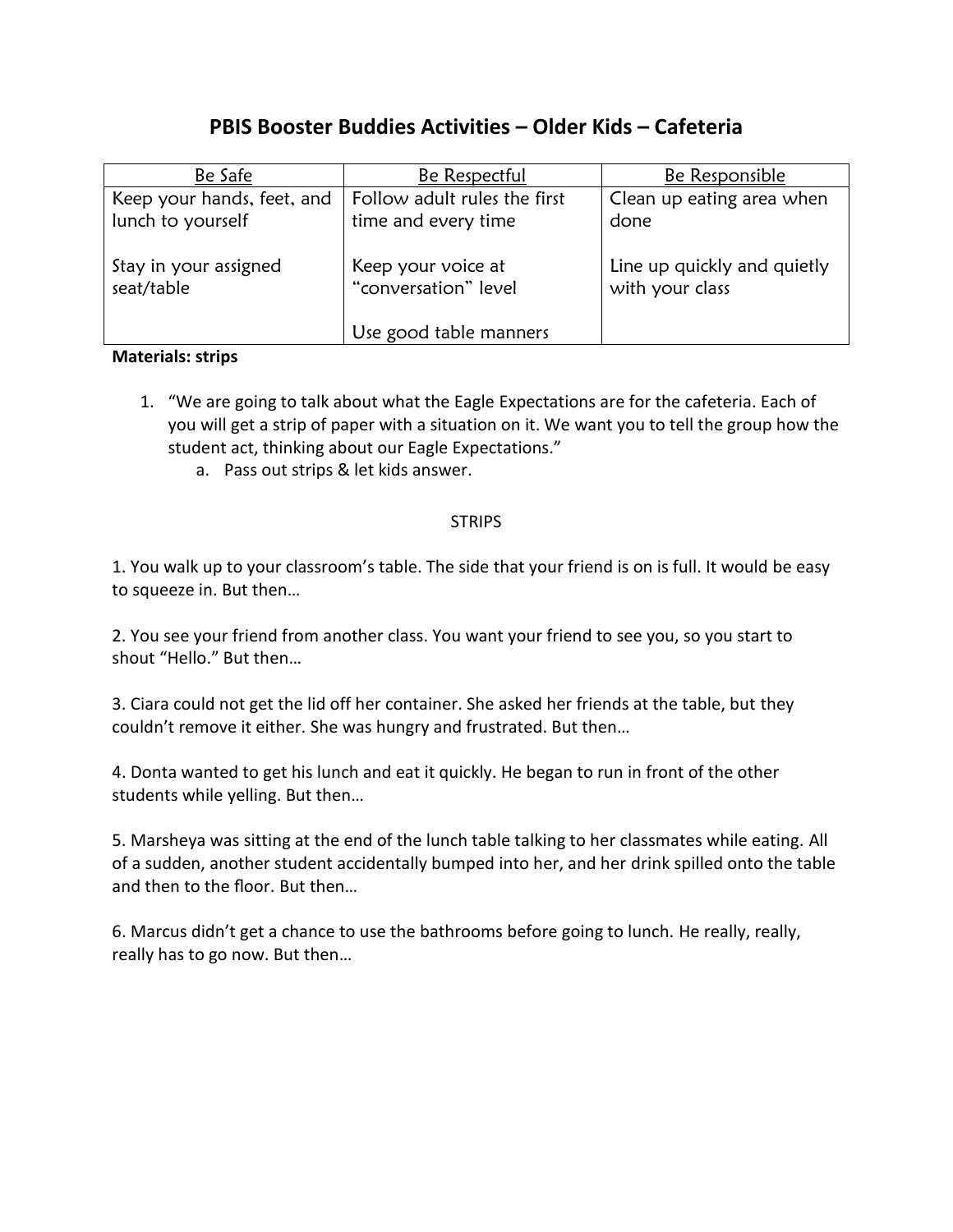# PBIS Booster Buddies Activities – Older Kids – Cafeteria

| Be Safe | Be Respectful | Be Responsible |
|---|---|---|
| Keep your hands, feet, and lunch to yourself<br><br>Stay in your assigned seat/table | Follow adult rules the first time and every time<br><br>Keep your voice at "conversation" level<br><br>Use good table manners | Clean up eating area when done<br><br>Line up quickly and quietly with your class |

**Materials: strips**

1. "We are going to talk about what the Eagle Expectations are for the cafeteria. Each of you will get a strip of paper with a situation on it. We want you to tell the group how the student act, thinking about our Eagle Expectations."
   a. Pass out strips & let kids answer.

STRIPS

1. You walk up to your classroom's table. The side that your friend is on is full. It would be easy to squeeze in. But then…

2. You see your friend from another class. You want your friend to see you, so you start to shout "Hello." But then…

3. Ciara could not get the lid off her container. She asked her friends at the table, but they couldn't remove it either. She was hungry and frustrated. But then…

4. Donta wanted to get his lunch and eat it quickly. He began to run in front of the other students while yelling. But then…

5. Marsheya was sitting at the end of the lunch table talking to her classmates while eating. All of a sudden, another student accidentally bumped into her, and her drink spilled onto the table and then to the floor. But then…

6. Marcus didn't get a chance to use the bathrooms before going to lunch. He really, really, really has to go now. But then…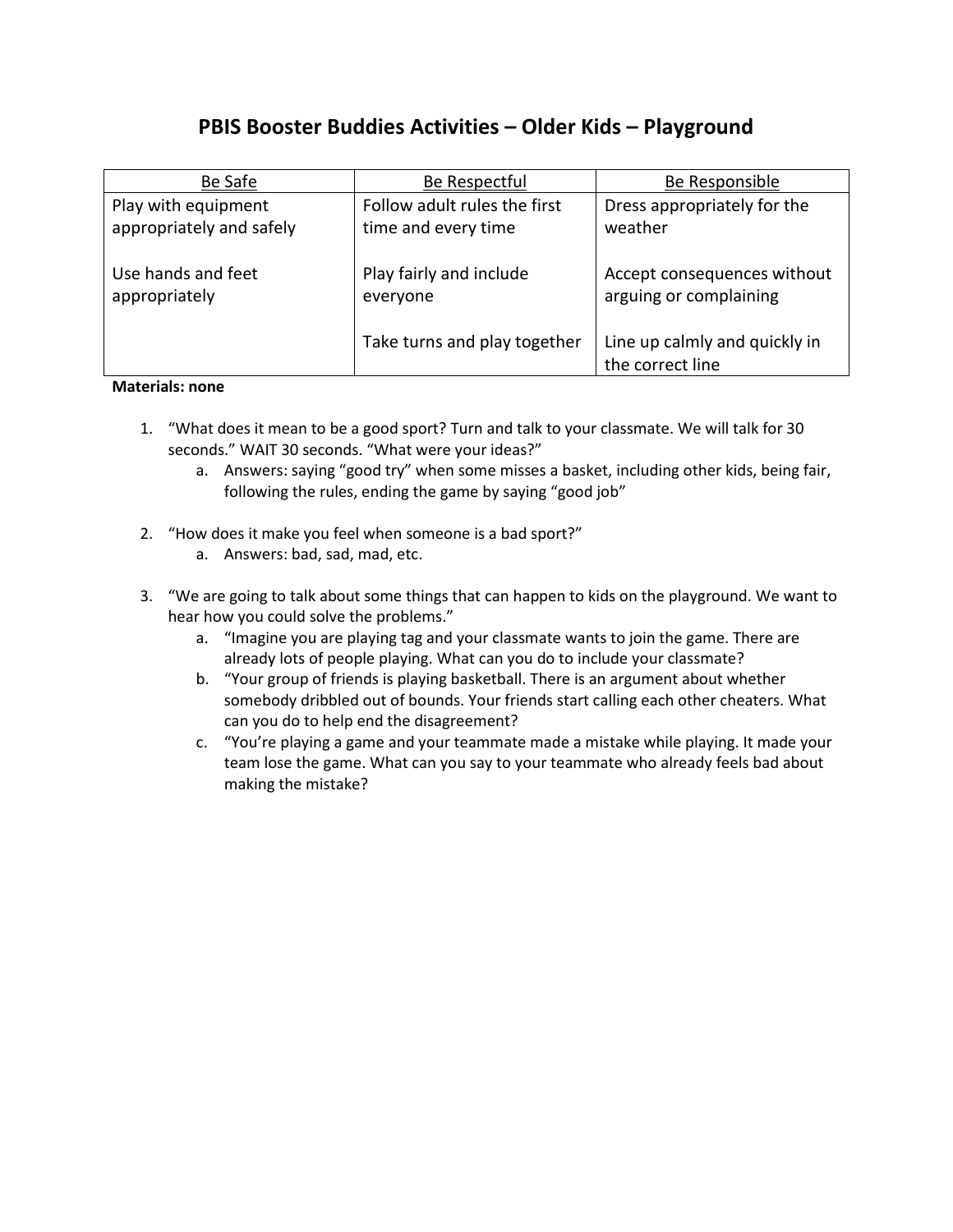# PBIS Booster Buddies Activities – Older Kids – Playground

| Be Safe | Be Respectful | Be Responsible |
|---|---|---|
| Play with equipment appropriately and safely<br><br>Use hands and feet appropriately | Follow adult rules the first time and every time<br><br>Play fairly and include everyone<br><br>Take turns and play together | Dress appropriately for the weather<br><br>Accept consequences without arguing or complaining<br><br>Line up calmly and quickly in the correct line |

**Materials: none**

1. "What does it mean to be a good sport? Turn and talk to your classmate. We will talk for 30 seconds." WAIT 30 seconds. "What were your ideas?"
   a. Answers: saying "good try" when some misses a basket, including other kids, being fair, following the rules, ending the game by saying "good job"

2. "How does it make you feel when someone is a bad sport?"
   a. Answers: bad, sad, mad, etc.

3. "We are going to talk about some things that can happen to kids on the playground. We want to hear how you could solve the problems."
   a. "Imagine you are playing tag and your classmate wants to join the game. There are already lots of people playing. What can you do to include your classmate?
   b. "Your group of friends is playing basketball. There is an argument about whether somebody dribbled out of bounds. Your friends start calling each other cheaters. What can you do to help end the disagreement?
   c. "You're playing a game and your teammate made a mistake while playing. It made your team lose the game. What can you say to your teammate who already feels bad about making the mistake?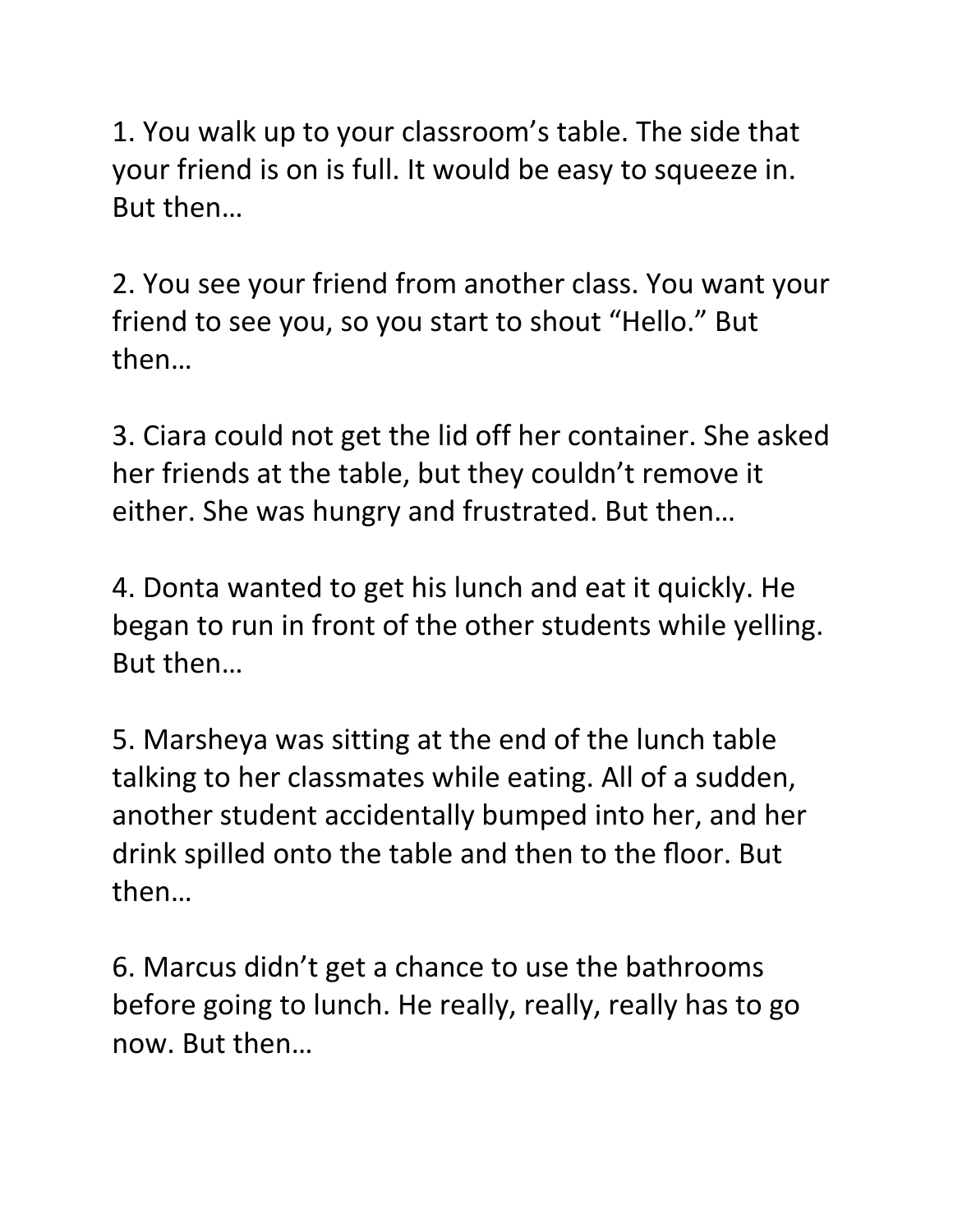1. You walk up to your classroom's table. The side that your friend is on is full. It would be easy to squeeze in. But then…

2. You see your friend from another class. You want your friend to see you, so you start to shout "Hello." But then…

3. Ciara could not get the lid off her container. She asked her friends at the table, but they couldn't remove it either. She was hungry and frustrated. But then…

4. Donta wanted to get his lunch and eat it quickly. He began to run in front of the other students while yelling. But then…

5. Marsheya was sitting at the end of the lunch table talking to her classmates while eating. All of a sudden, another student accidentally bumped into her, and her drink spilled onto the table and then to the floor. But then…

6. Marcus didn't get a chance to use the bathrooms before going to lunch. He really, really, really has to go now. But then…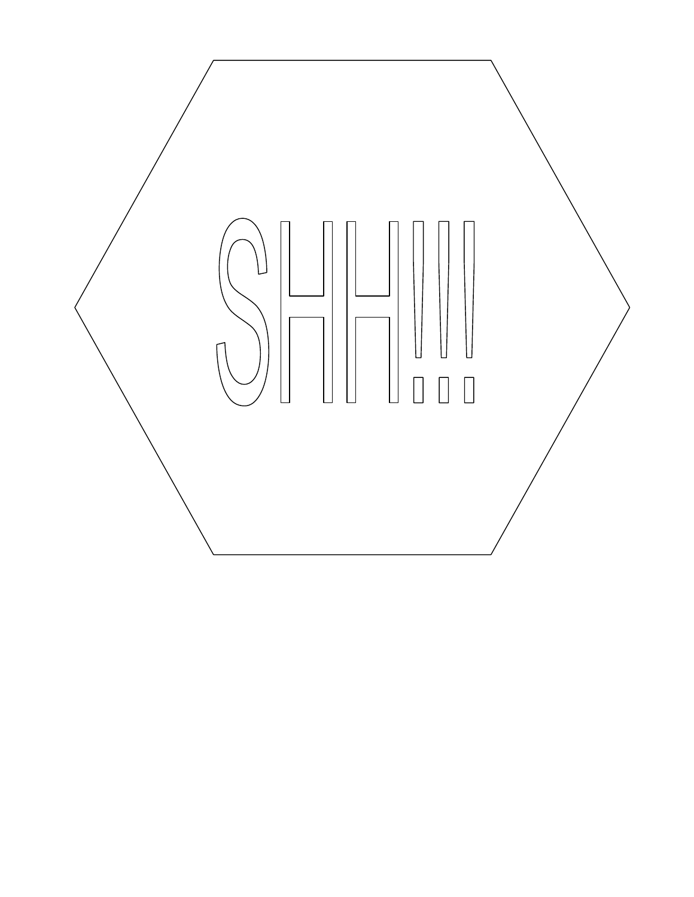SHH!!!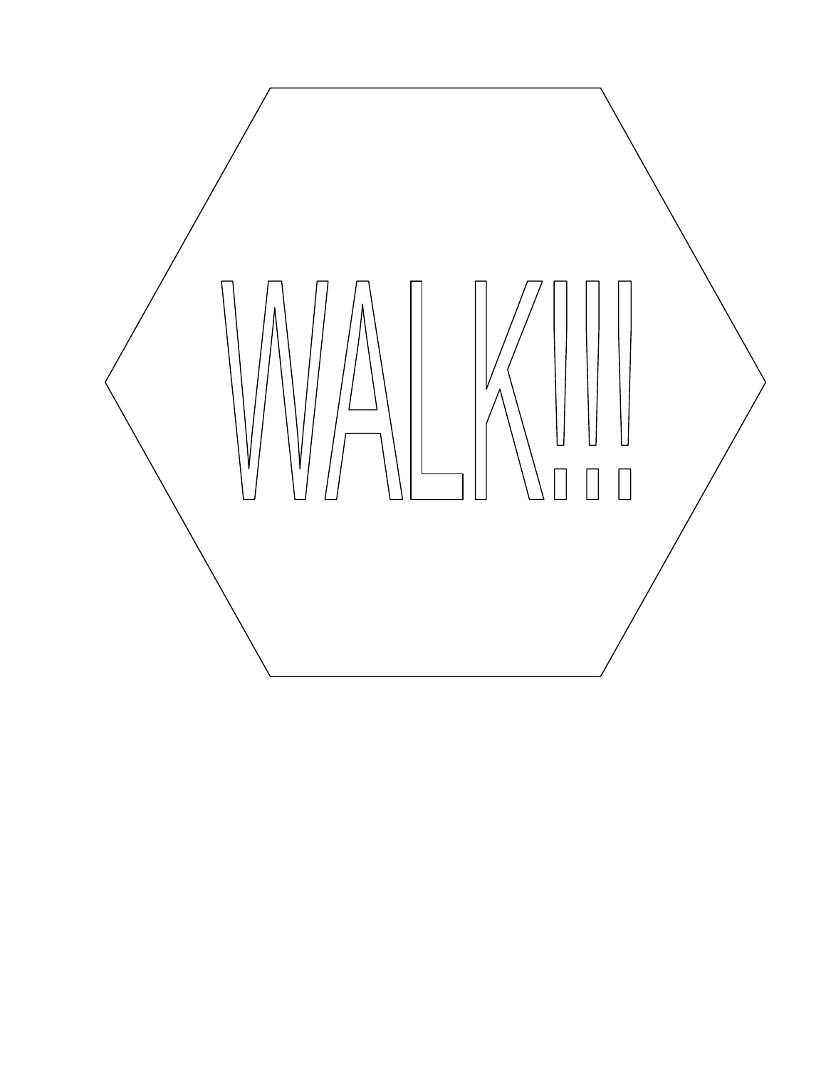WALK!!!